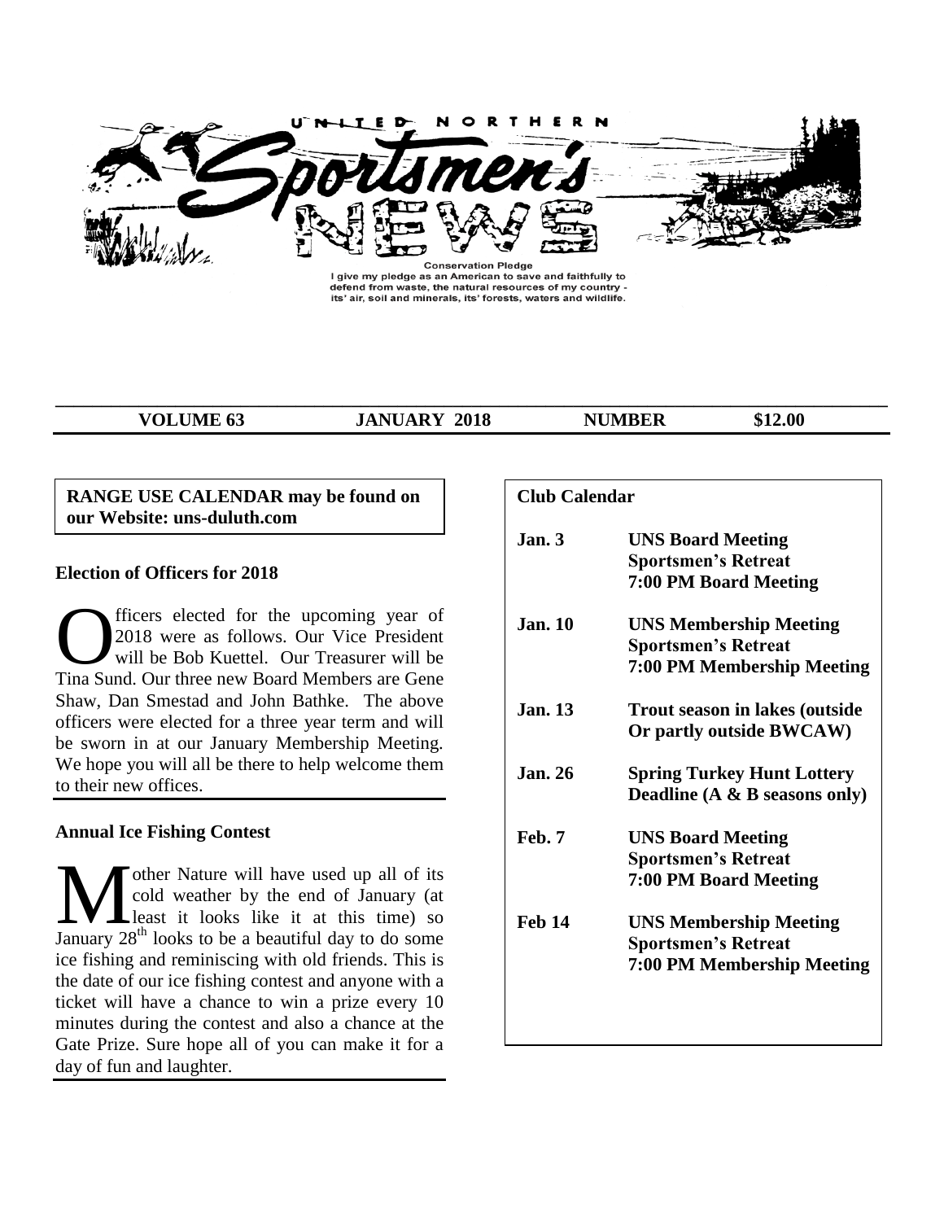# UNITED NORTHERN Sportsmen's NEWS

**Conservation Pledge**
I give my pledge as an American to save and faithfully to defend from waste, the natural resources of my country - its' air, soil and minerals, its' forests, waters and wildlife.

| VOLUME 63 | JANUARY 2018 | NUMBER | $12.00 |
|---|---|---|---|

**RANGE USE CALENDAR may be found on our Website: uns-duluth.com**

### Election of Officers for 2018

Officers elected for the upcoming year of 2018 were as follows. Our Vice President will be Bob Kuettel. Our Treasurer will be Tina Sund. Our three new Board Members are Gene Shaw, Dan Smestad and John Bathke. The above officers were elected for a three year term and will be sworn in at our January Membership Meeting. We hope you will all be there to help welcome them to their new offices.

### Annual Ice Fishing Contest

Mother Nature will have used up all of its cold weather by the end of January (at least it looks like it at this time) so January 28th looks to be a beautiful day to do some ice fishing and reminiscing with old friends. This is the date of our ice fishing contest and anyone with a ticket will have a chance to win a prize every 10 minutes during the contest and also a chance at the Gate Prize. Sure hope all of you can make it for a day of fun and laughter.

### Club Calendar

| Date | Event |
|---|---|
| **Jan. 3** | **UNS Board Meeting**<br>**Sportsmen's Retreat**<br>**7:00 PM Board Meeting** |
| **Jan. 10** | **UNS Membership Meeting**<br>**Sportsmen's Retreat**<br>**7:00 PM Membership Meeting** |
| **Jan. 13** | **Trout season in lakes (outside Or partly outside BWCAW)** |
| **Jan. 26** | **Spring Turkey Hunt Lottery Deadline (A & B seasons only)** |
| **Feb. 7** | **UNS Board Meeting**<br>**Sportsmen's Retreat**<br>**7:00 PM Board Meeting** |
| **Feb 14** | **UNS Membership Meeting**<br>**Sportsmen's Retreat**<br>**7:00 PM Membership Meeting** |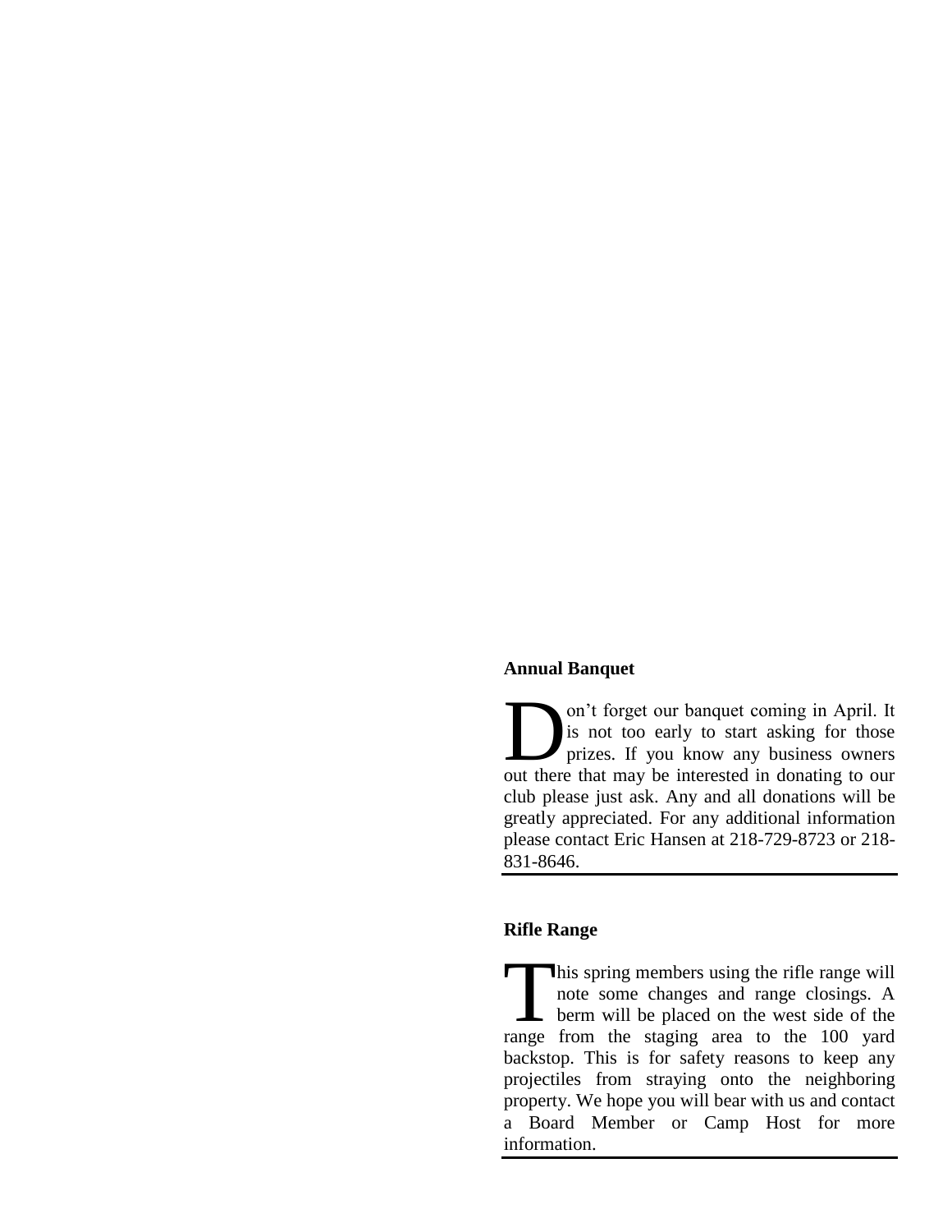### Annual Banquet

Don't forget our banquet coming in April. It is not too early to start asking for those prizes. If you know any business owners out there that may be interested in donating to our club please just ask. Any and all donations will be greatly appreciated. For any additional information please contact Eric Hansen at 218-729-8723 or 218-831-8646.

### Rifle Range

This spring members using the rifle range will note some changes and range closings. A berm will be placed on the west side of the range from the staging area to the 100 yard backstop. This is for safety reasons to keep any projectiles from straying onto the neighboring property. We hope you will bear with us and contact a Board Member or Camp Host for more information.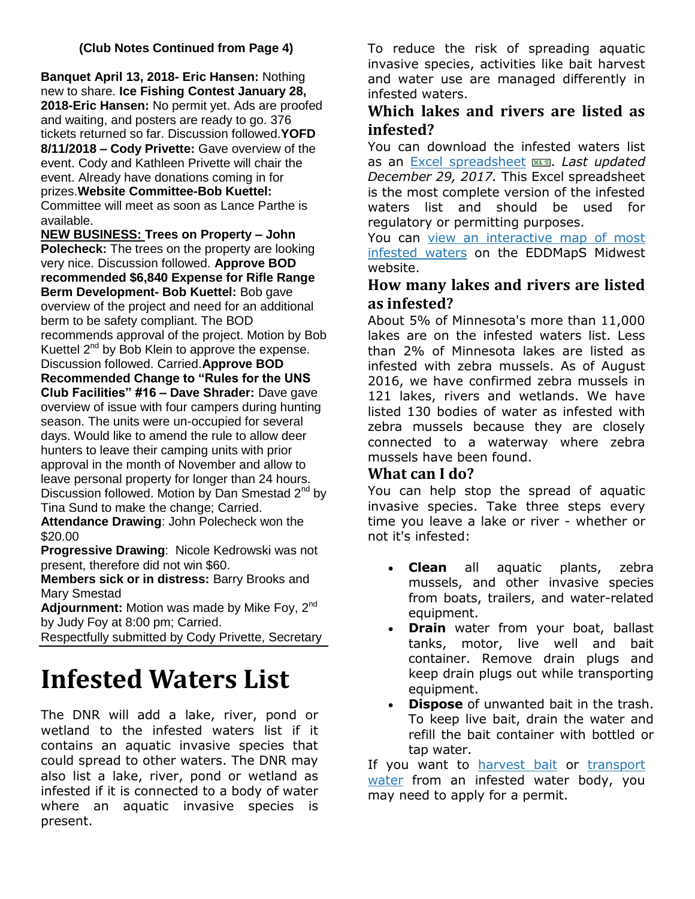**(Club Notes Continued from Page 4)**

**Banquet April 13, 2018- Eric Hansen:** Nothing new to share. **Ice Fishing Contest January 28, 2018-Eric Hansen:** No permit yet. Ads are proofed and waiting, and posters are ready to go. 376 tickets returned so far. Discussion followed. **YOFD 8/11/2018 – Cody Privette:** Gave overview of the event. Cody and Kathleen Privette will chair the event. Already have donations coming in for prizes. **Website Committee-Bob Kuettel:** Committee will meet as soon as Lance Parthe is available.

**NEW BUSINESS: Trees on Property – John Polecheck:** The trees on the property are looking very nice. Discussion followed. **Approve BOD recommended $6,840 Expense for Rifle Range Berm Development- Bob Kuettel:** Bob gave overview of the project and need for an additional berm to be safety compliant. The BOD recommends approval of the project. Motion by Bob Kuettel 2nd by Bob Klein to approve the expense. Discussion followed. Carried. **Approve BOD Recommended Change to "Rules for the UNS Club Facilities" #16 – Dave Shrader:** Dave gave overview of issue with four campers during hunting season. The units were un-occupied for several days. Would like to amend the rule to allow deer hunters to leave their camping units with prior approval in the month of November and allow to leave personal property for longer than 24 hours. Discussion followed. Motion by Dan Smestad 2nd by Tina Sund to make the change; Carried.

**Attendance Drawing**: John Polecheck won the $20.00

**Progressive Drawing**: Nicole Kedrowski was not present, therefore did not win $60.

**Members sick or in distress:** Barry Brooks and Mary Smestad

**Adjournment:** Motion was made by Mike Foy, 2nd by Judy Foy at 8:00 pm; Carried.

Respectfully submitted by Cody Privette, Secretary

# Infested Waters List

The DNR will add a lake, river, pond or wetland to the infested waters list if it contains an aquatic invasive species that could spread to other waters. The DNR may also list a lake, river, pond or wetland as infested if it is connected to a body of water where an aquatic invasive species is present.

To reduce the risk of spreading aquatic invasive species, activities like bait harvest and water use are managed differently in infested waters.

## Which lakes and rivers are listed as infested?

You can download the infested waters list as an Excel spreadsheet. *Last updated December 29, 2017.* This Excel spreadsheet is the most complete version of the infested waters list and should be used for regulatory or permitting purposes.

You can view an interactive map of most infested waters on the EDDMapS Midwest website.

## How many lakes and rivers are listed as infested?

About 5% of Minnesota's more than 11,000 lakes are on the infested waters list. Less than 2% of Minnesota lakes are listed as infested with zebra mussels. As of August 2016, we have confirmed zebra mussels in 121 lakes, rivers and wetlands. We have listed 130 bodies of water as infested with zebra mussels because they are closely connected to a waterway where zebra mussels have been found.

## What can I do?

You can help stop the spread of aquatic invasive species. Take three steps every time you leave a lake or river - whether or not it's infested:

- **Clean** all aquatic plants, zebra mussels, and other invasive species from boats, trailers, and water-related equipment.
- **Drain** water from your boat, ballast tanks, motor, live well and bait container. Remove drain plugs and keep drain plugs out while transporting equipment.
- **Dispose** of unwanted bait in the trash. To keep live bait, drain the water and refill the bait container with bottled or tap water.

If you want to harvest bait or transport water from an infested water body, you may need to apply for a permit.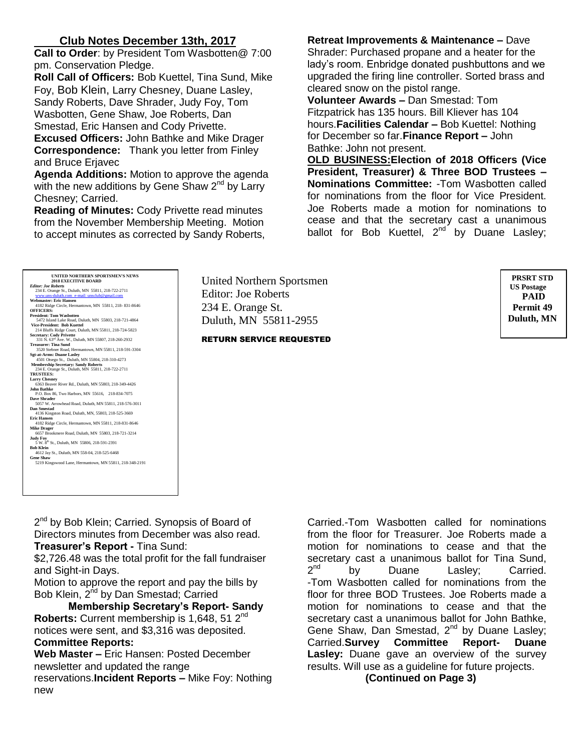## Club Notes December 13th, 2017

**Call to Order**: by President Tom Wasbotten@ 7:00 pm. Conservation Pledge.

**Roll Call of Officers:** Bob Kuettel, Tina Sund, Mike Foy, Bob Klein, Larry Chesney, Duane Lasley, Sandy Roberts, Dave Shrader, Judy Foy, Tom Wasbotten, Gene Shaw, Joe Roberts, Dan Smestad, Eric Hansen and Cody Privette.

**Excused Officers:** John Bathke and Mike Drager

**Correspondence:** Thank you letter from Finley and Bruce Erjavec

**Agenda Additions:** Motion to approve the agenda with the new additions by Gene Shaw 2nd by Larry Chesney; Carried.

**Reading of Minutes:** Cody Privette read minutes from the November Membership Meeting. Motion to accept minutes as corrected by Sandy Roberts, 2nd by Bob Klein; Carried. Synopsis of Board of Directors minutes from December was also read.

**Treasurer's Report -** Tina Sund:

$2,726.48 was the total profit for the fall fundraiser and Sight-in Days.

Motion to approve the report and pay the bills by Bob Klein, 2nd by Dan Smestad; Carried

**Membership Secretary's Report- Sandy Roberts:** Current membership is 1,648, 51 2nd notices were sent, and $3,316 was deposited.

**Committee Reports:**

**Web Master –** Eric Hansen: Posted December newsletter and updated the range reservations.**Incident Reports –** Mike Foy: Nothing new

**Retreat Improvements & Maintenance –** Dave Shrader: Purchased propane and a heater for the lady's room. Enbridge donated pushbuttons and we upgraded the firing line controller. Sorted brass and cleared snow on the pistol range.

**Volunteer Awards –** Dan Smestad: Tom Fitzpatrick has 135 hours. Bill Kliever has 104 hours.**Facilities Calendar –** Bob Kuettel: Nothing for December so far.**Finance Report –** John Bathke: John not present.

**OLD BUSINESS:Election of 2018 Officers (Vice President, Treasurer) & Three BOD Trustees – Nominations Committee:** -Tom Wasbotten called for nominations from the floor for Vice President. Joe Roberts made a motion for nominations to cease and that the secretary cast a unanimous ballot for Bob Kuettel, 2nd by Duane Lasley; Carried.-Tom Wasbotten called for nominations from the floor for Treasurer. Joe Roberts made a motion for nominations to cease and that the secretary cast a unanimous ballot for Tina Sund, 2nd by Duane Lasley; Carried. -Tom Wasbotten called for nominations from the floor for three BOD Trustees. Joe Roberts made a motion for nominations to cease and that the secretary cast a unanimous ballot for John Bathke, Gene Shaw, Dan Smestad, 2nd by Duane Lasley; Carried.**Survey Committee Report- Duane Lasley:** Duane gave an overview of the survey results. Will use as a guideline for future projects.

**(Continued on Page 3)**

---

**UNITED NORTHERN SPORTSMEN'S NEWS**
**2018 EXECITIVE BOARD**

***Editor: Joe Roberts***
234 E. Orange St., Duluth, MN 55811, 218-722-2711
www.uns-duluth.com e-mail: unsclub@gmail.com

**Webmaster: Eric Hansen**
4182 Ridge Circle, Hermantown, MN 55811, 218- 831-8646

**OFFICERS:**

**President: Tom Wasbotten**
5472 Island Lake Road, Duluth, MN 55803, 218-721-4864

**Vice-President: Bob Kuettel**
214 Bluffs Ridge Court, Duluth, MN 55811, 218-724-5823

**Secretary: Cody Privette**
331 N. 63rd Ave. W., Duluth, MN 55807, 218-260-2932

**Treasurer: Tina Sund**
3520 Stebner Road, Hermantown, MN 55811, 218-591-3304

**Sgt-at-Arms: Duane Lasley**
4501 Otsego St., Duluth, MN 55804, 218-310-4273

**Membership Secretary: Sandy Roberts**
234 E. Orange St., Duluth, MN 55811, 218-722-2711

**TRUSTEES:**

**Larry Chesney**
6363 Beaver River Rd., Duluth, MN 55803, 218-349-4426

**John Bathke**
P.O. Box 86, Two Harbors, MN 55616, 218-834-7075

**Dave Shrader**
5057 W. Arrowhead Road, Duluth, MN 55811, 218-576-3011

**Dan Smestad**
4136 Kingston Road, Duluth, MN, 55803, 218-525-3669

**Eric Hansen**
4182 Ridge Circle, Hermantown, MN 55811, 218-831-8646

**Mike Drager**
6657 Brookmere Road, Duluth, MN 55803, 218-721-3214

**Judy Foy**
5 W. 8th St., Duluth, MN 55806, 218-591-2391

**Bob Klein**
4612 Jay St., Duluth, MN 558-04, 218-525-6468

**Gene Shaw**
5219 Kingswood Lane, Hermantown, MN 55811, 218-348-2191

---

United Northern Sportsmen
Editor: Joe Roberts
234 E. Orange St.
Duluth, MN 55811-2955

**RETURN SERVICE REQUESTED**

**PRSRT STD**
**US Postage**
**PAID**
**Permit 49**
**Duluth, MN**